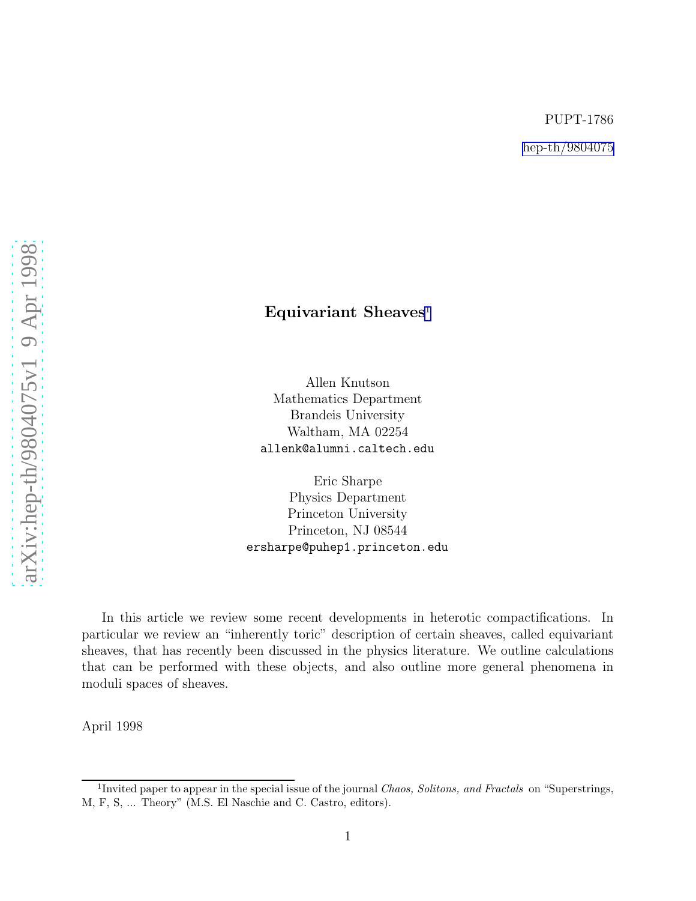PUPT-1786

hep-th/9804075

# Equivariant Sheaves[1]

Allen Knutson
Mathematics Department
Brandeis University
Waltham, MA 02254
allenk@alumni.caltech.edu

Eric Sharpe
Physics Department
Princeton University
Princeton, NJ 08544
ersharpe@puhep1.princeton.edu

In this article we review some recent developments in heterotic compactifications. In particular we review an "inherently toric" description of certain sheaves, called equivariant sheaves, that has recently been discussed in the physics literature. We outline calculations that can be performed with these objects, and also outline more general phenomena in moduli spaces of sheaves.

April 1998

[1] Invited paper to appear in the special issue of the journal *Chaos, Solitons, and Fractals* on "Superstrings, M, F, S, ... Theory" (M.S. El Naschie and C. Castro, editors).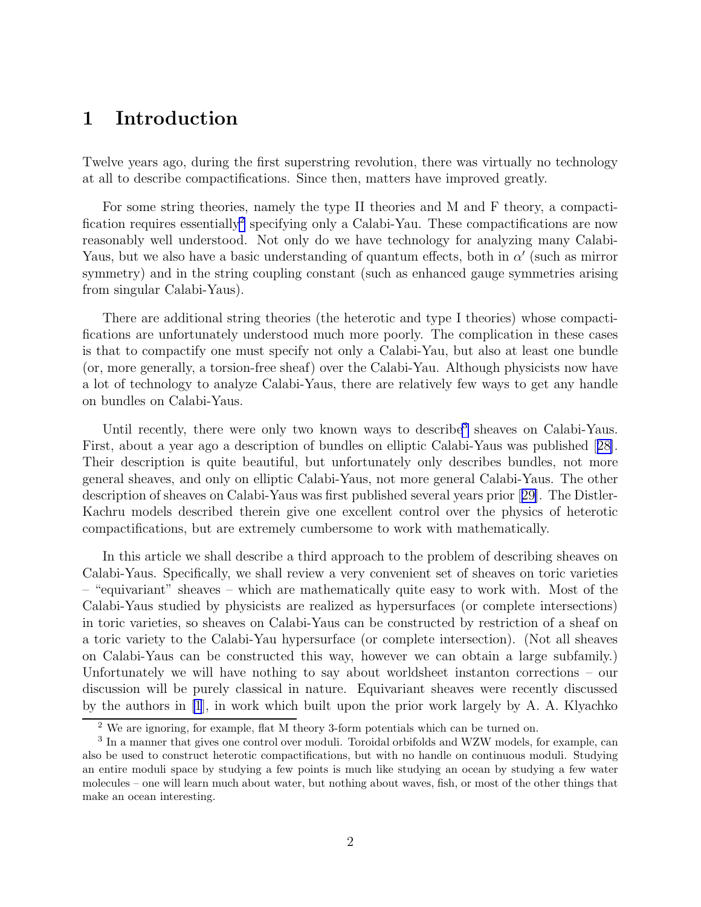# 1 Introduction

Twelve years ago, during the first superstring revolution, there was virtually no technology at all to describe compactifications. Since then, matters have improved greatly.

For some string theories, namely the type II theories and M and F theory, a compactification requires essentially[2] specifying only a Calabi-Yau. These compactifications are now reasonably well understood. Not only do we have technology for analyzing many Calabi-Yaus, but we also have a basic understanding of quantum effects, both in $\alpha'$ (such as mirror symmetry) and in the string coupling constant (such as enhanced gauge symmetries arising from singular Calabi-Yaus).

There are additional string theories (the heterotic and type I theories) whose compactifications are unfortunately understood much more poorly. The complication in these cases is that to compactify one must specify not only a Calabi-Yau, but also at least one bundle (or, more generally, a torsion-free sheaf) over the Calabi-Yau. Although physicists now have a lot of technology to analyze Calabi-Yaus, there are relatively few ways to get any handle on bundles on Calabi-Yaus.

Until recently, there were only two known ways to describe[3] sheaves on Calabi-Yaus. First, about a year ago a description of bundles on elliptic Calabi-Yaus was published [28]. Their description is quite beautiful, but unfortunately only describes bundles, not more general sheaves, and only on elliptic Calabi-Yaus, not more general Calabi-Yaus. The other description of sheaves on Calabi-Yaus was first published several years prior [29]. The Distler-Kachru models described therein give one excellent control over the physics of heterotic compactifications, but are extremely cumbersome to work with mathematically.

In this article we shall describe a third approach to the problem of describing sheaves on Calabi-Yaus. Specifically, we shall review a very convenient set of sheaves on toric varieties – "equivariant" sheaves – which are mathematically quite easy to work with. Most of the Calabi-Yaus studied by physicists are realized as hypersurfaces (or complete intersections) in toric varieties, so sheaves on Calabi-Yaus can be constructed by restriction of a sheaf on a toric variety to the Calabi-Yau hypersurface (or complete intersection). (Not all sheaves on Calabi-Yaus can be constructed this way, however we can obtain a large subfamily.) Unfortunately we will have nothing to say about worldsheet instanton corrections – our discussion will be purely classical in nature. Equivariant sheaves were recently discussed by the authors in [1], in work which built upon the prior work largely by A. A. Klyachko

[2] We are ignoring, for example, flat M theory 3-form potentials which can be turned on.

[3] In a manner that gives one control over moduli. Toroidal orbifolds and WZW models, for example, can also be used to construct heterotic compactifications, but with no handle on continuous moduli. Studying an entire moduli space by studying a few points is much like studying an ocean by studying a few water molecules – one will learn much about water, but nothing about waves, fish, or most of the other things that make an ocean interesting.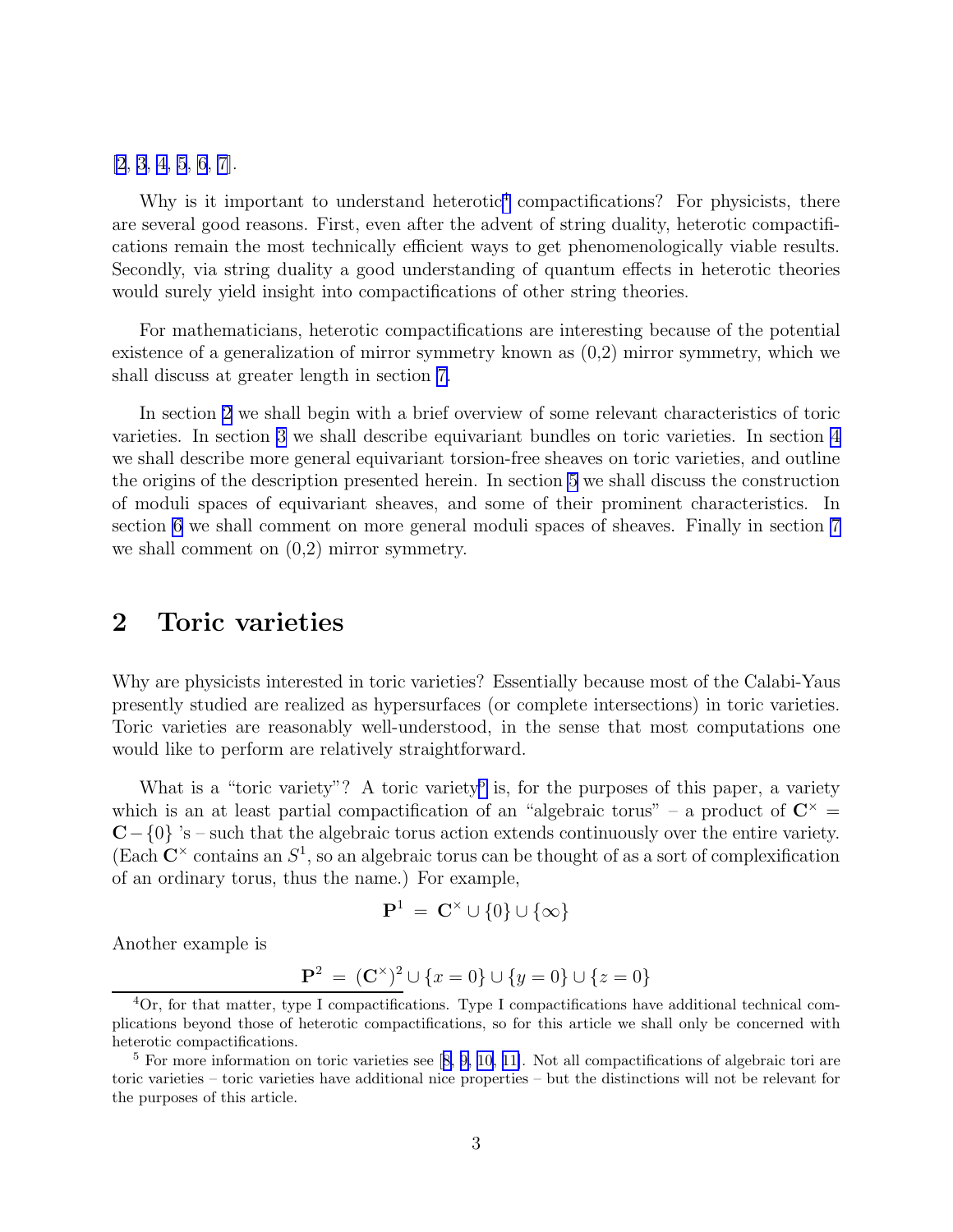[2, 3, 4, 5, 6, 7].

Why is it important to understand heterotic[4] compactifications? For physicists, there are several good reasons. First, even after the advent of string duality, heterotic compactifications remain the most technically efficient ways to get phenomenologically viable results. Secondly, via string duality a good understanding of quantum effects in heterotic theories would surely yield insight into compactifications of other string theories.

For mathematicians, heterotic compactifications are interesting because of the potential existence of a generalization of mirror symmetry known as (0,2) mirror symmetry, which we shall discuss at greater length in section 7.

In section 2 we shall begin with a brief overview of some relevant characteristics of toric varieties. In section 3 we shall describe equivariant bundles on toric varieties. In section 4 we shall describe more general equivariant torsion-free sheaves on toric varieties, and outline the origins of the description presented herein. In section 5 we shall discuss the construction of moduli spaces of equivariant sheaves, and some of their prominent characteristics. In section 6 we shall comment on more general moduli spaces of sheaves. Finally in section 7 we shall comment on (0,2) mirror symmetry.

## 2 Toric varieties

Why are physicists interested in toric varieties? Essentially because most of the Calabi-Yaus presently studied are realized as hypersurfaces (or complete intersections) in toric varieties. Toric varieties are reasonably well-understood, in the sense that most computations one would like to perform are relatively straightforward.

What is a "toric variety"? A toric variety[5] is, for the purposes of this paper, a variety which is an at least partial compactification of an "algebraic torus" – a product of $\mathbf{C}^\times = \mathbf{C} - \{0\}$ 's – such that the algebraic torus action extends continuously over the entire variety. (Each $\mathbf{C}^\times$ contains an $S^1$, so an algebraic torus can be thought of as a sort of complexification of an ordinary torus, thus the name.) For example,

$$\mathbf{P}^1 \;=\; \mathbf{C}^\times \cup \{0\} \cup \{\infty\}$$

Another example is

$$\mathbf{P}^2 \;=\; (\mathbf{C}^\times)^2 \cup \{x=0\} \cup \{y=0\} \cup \{z=0\}$$

[4] Or, for that matter, type I compactifications. Type I compactifications have additional technical complications beyond those of heterotic compactifications, so for this article we shall only be concerned with heterotic compactifications.

[5] For more information on toric varieties see [8, 9, 10, 11]. Not all compactifications of algebraic tori are toric varieties – toric varieties have additional nice properties – but the distinctions will not be relevant for the purposes of this article.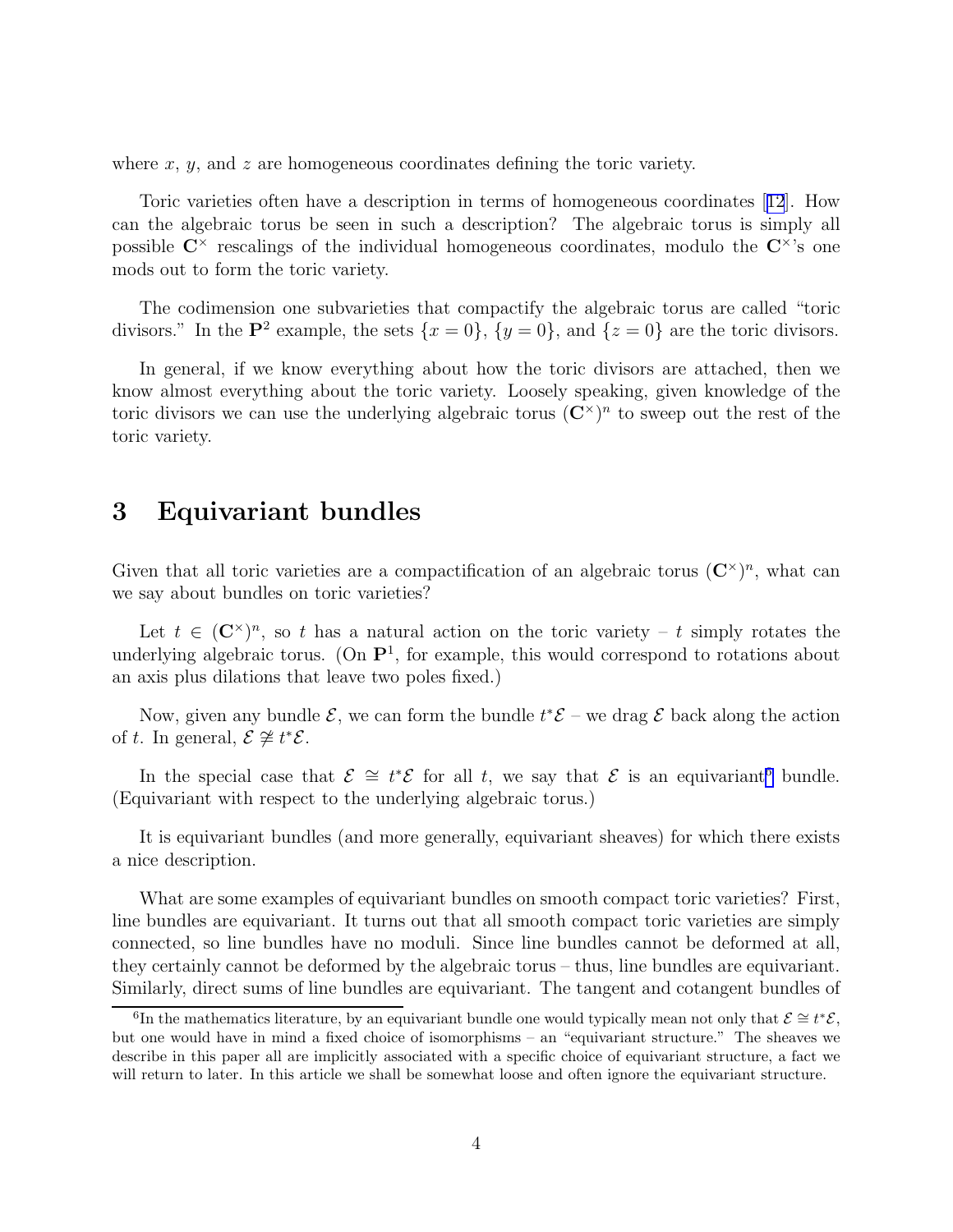where $x$, $y$, and $z$ are homogeneous coordinates defining the toric variety.

Toric varieties often have a description in terms of homogeneous coordinates [12]. How can the algebraic torus be seen in such a description? The algebraic torus is simply all possible $\mathbf{C}^\times$ rescalings of the individual homogeneous coordinates, modulo the $\mathbf{C}^\times$'s one mods out to form the toric variety.

The codimension one subvarieties that compactify the algebraic torus are called "toric divisors." In the $\mathbf{P}^2$ example, the sets $\{x = 0\}$, $\{y = 0\}$, and $\{z = 0\}$ are the toric divisors.

In general, if we know everything about how the toric divisors are attached, then we know almost everything about the toric variety. Loosely speaking, given knowledge of the toric divisors we can use the underlying algebraic torus $(\mathbf{C}^\times)^n$ to sweep out the rest of the toric variety.

# 3 Equivariant bundles

Given that all toric varieties are a compactification of an algebraic torus $(\mathbf{C}^\times)^n$, what can we say about bundles on toric varieties?

Let $t \in (\mathbf{C}^\times)^n$, so $t$ has a natural action on the toric variety – $t$ simply rotates the underlying algebraic torus. (On $\mathbf{P}^1$, for example, this would correspond to rotations about an axis plus dilations that leave two poles fixed.)

Now, given any bundle $\mathcal{E}$, we can form the bundle $t^*\mathcal{E}$ – we drag $\mathcal{E}$ back along the action of $t$. In general, $\mathcal{E} \not\cong t^*\mathcal{E}$.

In the special case that $\mathcal{E} \cong t^*\mathcal{E}$ for all $t$, we say that $\mathcal{E}$ is an equivariant[6] bundle. (Equivariant with respect to the underlying algebraic torus.)

It is equivariant bundles (and more generally, equivariant sheaves) for which there exists a nice description.

What are some examples of equivariant bundles on smooth compact toric varieties? First, line bundles are equivariant. It turns out that all smooth compact toric varieties are simply connected, so line bundles have no moduli. Since line bundles cannot be deformed at all, they certainly cannot be deformed by the algebraic torus – thus, line bundles are equivariant. Similarly, direct sums of line bundles are equivariant. The tangent and cotangent bundles of

[6] In the mathematics literature, by an equivariant bundle one would typically mean not only that $\mathcal{E} \cong t^*\mathcal{E}$, but one would have in mind a fixed choice of isomorphisms – an "equivariant structure." The sheaves we describe in this paper all are implicitly associated with a specific choice of equivariant structure, a fact we will return to later. In this article we shall be somewhat loose and often ignore the equivariant structure.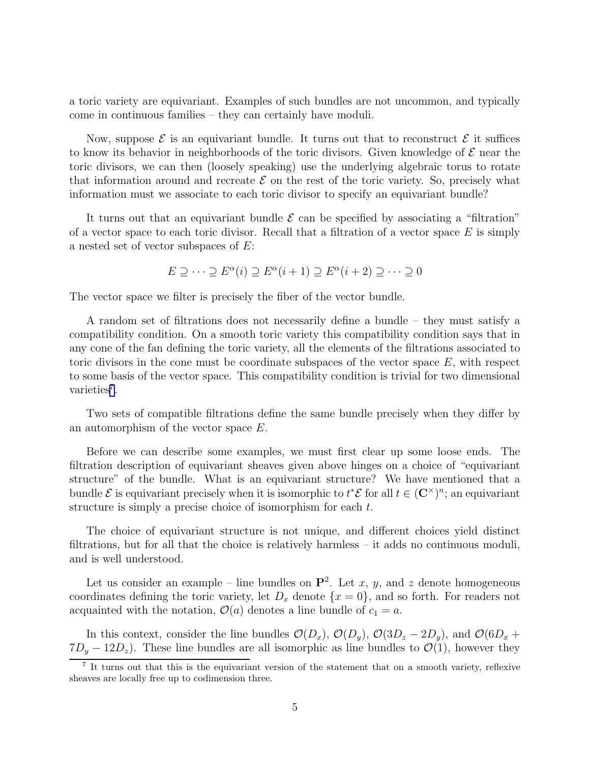a toric variety are equivariant. Examples of such bundles are not uncommon, and typically come in continuous families – they can certainly have moduli.

Now, suppose $\mathcal{E}$ is an equivariant bundle. It turns out that to reconstruct $\mathcal{E}$ it suffices to know its behavior in neighborhoods of the toric divisors. Given knowledge of $\mathcal{E}$ near the toric divisors, we can then (loosely speaking) use the underlying algebraic torus to rotate that information around and recreate $\mathcal{E}$ on the rest of the toric variety. So, precisely what information must we associate to each toric divisor to specify an equivariant bundle?

It turns out that an equivariant bundle $\mathcal{E}$ can be specified by associating a "filtration" of a vector space to each toric divisor. Recall that a filtration of a vector space $E$ is simply a nested set of vector subspaces of $E$:

$$E \supseteq \cdots \supseteq E^{\alpha}(i) \supseteq E^{\alpha}(i+1) \supseteq E^{\alpha}(i+2) \supseteq \cdots \supseteq 0$$

The vector space we filter is precisely the fiber of the vector bundle.

A random set of filtrations does not necessarily define a bundle – they must satisfy a compatibility condition. On a smooth toric variety this compatibility condition says that in any cone of the fan defining the toric variety, all the elements of the filtrations associated to toric divisors in the cone must be coordinate subspaces of the vector space $E$, with respect to some basis of the vector space. This compatibility condition is trivial for two dimensional varieties[7].

Two sets of compatible filtrations define the same bundle precisely when they differ by an automorphism of the vector space $E$.

Before we can describe some examples, we must first clear up some loose ends. The filtration description of equivariant sheaves given above hinges on a choice of "equivariant structure" of the bundle. What is an equivariant structure? We have mentioned that a bundle $\mathcal{E}$ is equivariant precisely when it is isomorphic to $t^*\mathcal{E}$ for all $t \in (\mathbf{C}^{\times})^n$; an equivariant structure is simply a precise choice of isomorphism for each $t$.

The choice of equivariant structure is not unique, and different choices yield distinct filtrations, but for all that the choice is relatively harmless – it adds no continuous moduli, and is well understood.

Let us consider an example – line bundles on $\mathbf{P}^2$. Let $x$, $y$, and $z$ denote homogeneous coordinates defining the toric variety, let $D_x$ denote $\{x = 0\}$, and so forth. For readers not acquainted with the notation, $\mathcal{O}(a)$ denotes a line bundle of $c_1 = a$.

In this context, consider the line bundles $\mathcal{O}(D_x)$, $\mathcal{O}(D_y)$, $\mathcal{O}(3D_z - 2D_y)$, and $\mathcal{O}(6D_x + 7D_y - 12D_z)$. These line bundles are all isomorphic as line bundles to $\mathcal{O}(1)$, however they

[7] It turns out that this is the equivariant version of the statement that on a smooth variety, reflexive sheaves are locally free up to codimension three.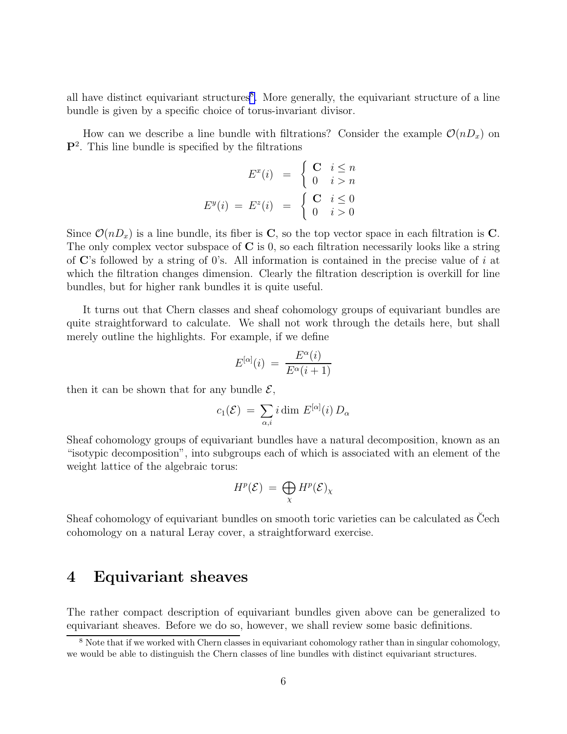all have distinct equivariant structures[8]. More generally, the equivariant structure of a line bundle is given by a specific choice of torus-invariant divisor.

How can we describe a line bundle with filtrations? Consider the example $\mathcal{O}(nD_x)$ on $\mathbf{P}^2$. This line bundle is specified by the filtrations

$$
\begin{aligned}
E^x(i) &= \begin{cases} \mathbf{C} & i \leq n \\ 0 & i > n \end{cases} \\
E^y(i) \;=\; E^z(i) &= \begin{cases} \mathbf{C} & i \leq 0 \\ 0 & i > 0 \end{cases}
\end{aligned}
$$

Since $\mathcal{O}(nD_x)$ is a line bundle, its fiber is $\mathbf{C}$, so the top vector space in each filtration is $\mathbf{C}$. The only complex vector subspace of $\mathbf{C}$ is 0, so each filtration necessarily looks like a string of $\mathbf{C}$'s followed by a string of 0's. All information is contained in the precise value of $i$ at which the filtration changes dimension. Clearly the filtration description is overkill for line bundles, but for higher rank bundles it is quite useful.

It turns out that Chern classes and sheaf cohomology groups of equivariant bundles are quite straightforward to calculate. We shall not work through the details here, but shall merely outline the highlights. For example, if we define

$$
E^{[\alpha]}(i) \;=\; \frac{E^\alpha(i)}{E^\alpha(i+1)}
$$

then it can be shown that for any bundle $\mathcal{E}$,

$$
c_1(\mathcal{E}) \;=\; \sum_{\alpha, i} i \dim \, E^{[\alpha]}(i) \, D_\alpha
$$

Sheaf cohomology groups of equivariant bundles have a natural decomposition, known as an "isotypic decomposition", into subgroups each of which is associated with an element of the weight lattice of the algebraic torus:

$$
H^p(\mathcal{E}) \;=\; \bigoplus_\chi H^p(\mathcal{E})_\chi
$$

Sheaf cohomology of equivariant bundles on smooth toric varieties can be calculated as Čech cohomology on a natural Leray cover, a straightforward exercise.

# 4 Equivariant sheaves

The rather compact description of equivariant bundles given above can be generalized to equivariant sheaves. Before we do so, however, we shall review some basic definitions.

[8] Note that if we worked with Chern classes in equivariant cohomology rather than in singular cohomology, we would be able to distinguish the Chern classes of line bundles with distinct equivariant structures.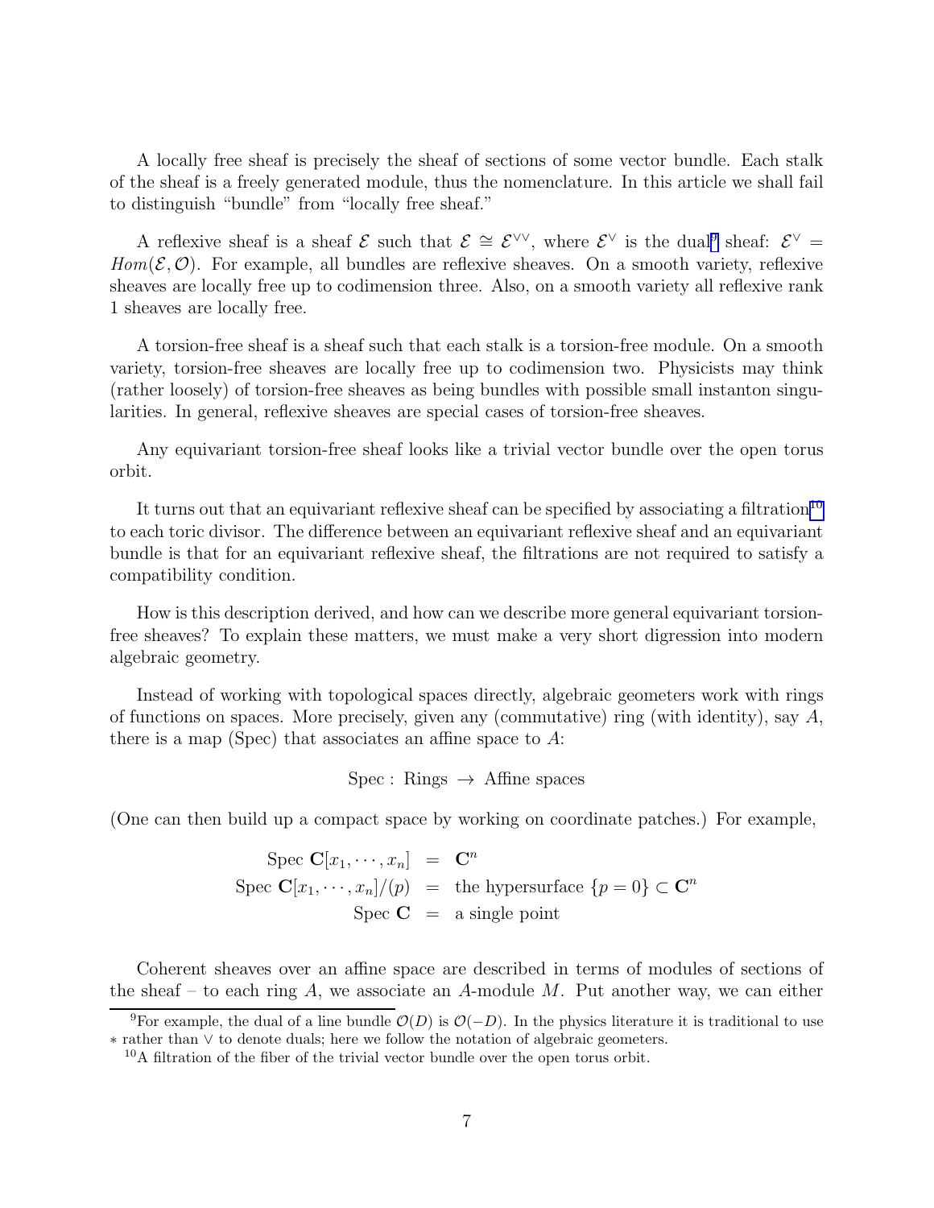A locally free sheaf is precisely the sheaf of sections of some vector bundle. Each stalk of the sheaf is a freely generated module, thus the nomenclature. In this article we shall fail to distinguish "bundle" from "locally free sheaf."

A reflexive sheaf is a sheaf $\mathcal{E}$ such that $\mathcal{E} \cong \mathcal{E}^{\vee\vee}$, where $\mathcal{E}^{\vee}$ is the dual[9] sheaf: $\mathcal{E}^{\vee} = Hom(\mathcal{E}, \mathcal{O})$. For example, all bundles are reflexive sheaves. On a smooth variety, reflexive sheaves are locally free up to codimension three. Also, on a smooth variety all reflexive rank 1 sheaves are locally free.

A torsion-free sheaf is a sheaf such that each stalk is a torsion-free module. On a smooth variety, torsion-free sheaves are locally free up to codimension two. Physicists may think (rather loosely) of torsion-free sheaves as being bundles with possible small instanton singularities. In general, reflexive sheaves are special cases of torsion-free sheaves.

Any equivariant torsion-free sheaf looks like a trivial vector bundle over the open torus orbit.

It turns out that an equivariant reflexive sheaf can be specified by associating a filtration[10] to each toric divisor. The difference between an equivariant reflexive sheaf and an equivariant bundle is that for an equivariant reflexive sheaf, the filtrations are not required to satisfy a compatibility condition.

How is this description derived, and how can we describe more general equivariant torsion-free sheaves? To explain these matters, we must make a very short digression into modern algebraic geometry.

Instead of working with topological spaces directly, algebraic geometers work with rings of functions on spaces. More precisely, given any (commutative) ring (with identity), say $A$, there is a map (Spec) that associates an affine space to $A$:

$$\text{Spec} : \text{ Rings } \rightarrow \text{ Affine spaces}$$

(One can then build up a compact space by working on coordinate patches.) For example,

$$\begin{aligned} \text{Spec } \mathbf{C}[x_1, \cdots, x_n] &= \mathbf{C}^n \\ \text{Spec } \mathbf{C}[x_1, \cdots, x_n]/(p) &= \text{the hypersurface } \{p = 0\} \subset \mathbf{C}^n \\ \text{Spec } \mathbf{C} &= \text{a single point} \end{aligned}$$

Coherent sheaves over an affine space are described in terms of modules of sections of the sheaf – to each ring $A$, we associate an $A$-module $M$. Put another way, we can either

[9] For example, the dual of a line bundle $\mathcal{O}(D)$ is $\mathcal{O}(-D)$. In the physics literature it is traditional to use $*$ rather than $\vee$ to denote duals; here we follow the notation of algebraic geometers.

[10] A filtration of the fiber of the trivial vector bundle over the open torus orbit.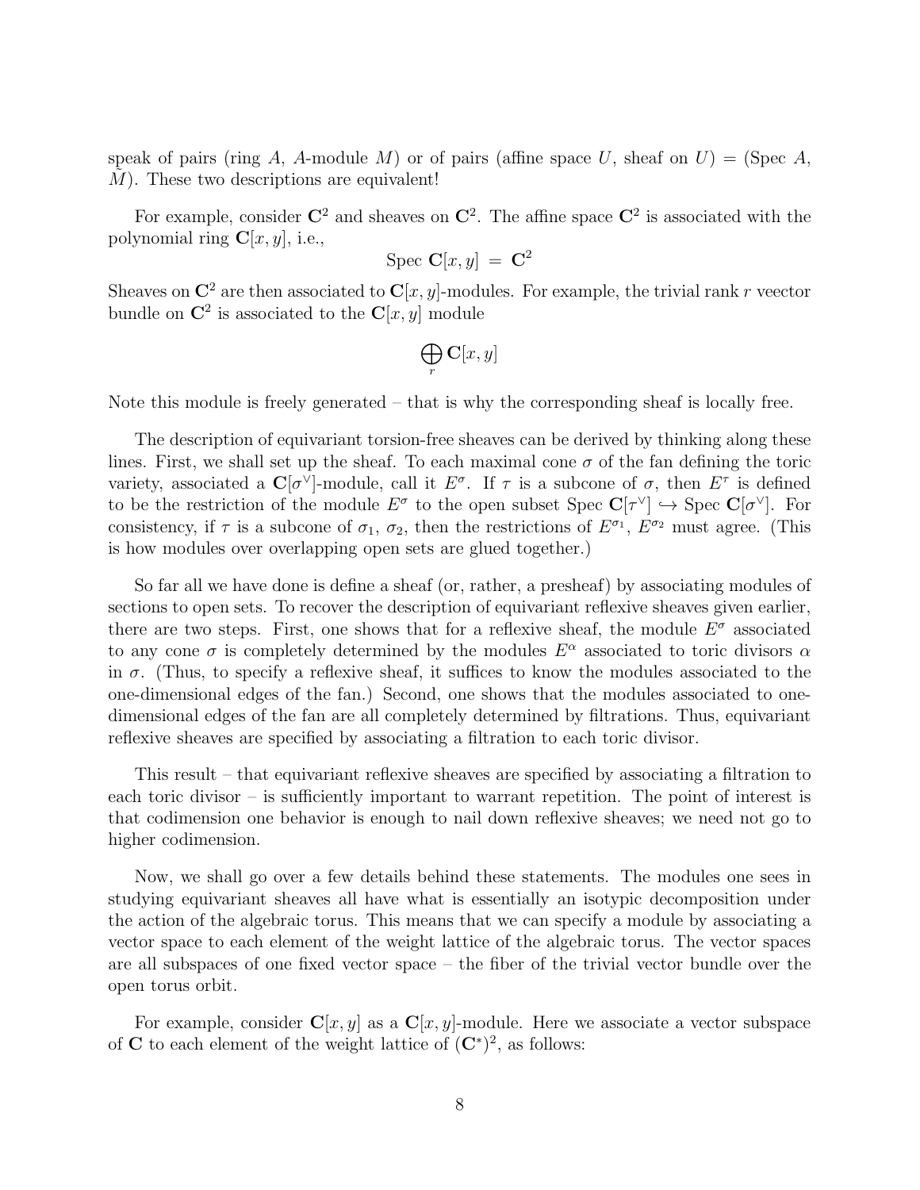speak of pairs (ring $A$, $A$-module $M$) or of pairs (affine space $U$, sheaf on $U$) = (Spec $A$, $\tilde{M}$). These two descriptions are equivalent!

For example, consider $\mathbf{C}^2$ and sheaves on $\mathbf{C}^2$. The affine space $\mathbf{C}^2$ is associated with the polynomial ring $\mathbf{C}[x, y]$, i.e.,

$$\text{Spec } \mathbf{C}[x, y] \;=\; \mathbf{C}^2$$

Sheaves on $\mathbf{C}^2$ are then associated to $\mathbf{C}[x, y]$-modules. For example, the trivial rank $r$ veector bundle on $\mathbf{C}^2$ is associated to the $\mathbf{C}[x, y]$ module

$$\bigoplus_r \mathbf{C}[x, y]$$

Note this module is freely generated – that is why the corresponding sheaf is locally free.

The description of equivariant torsion-free sheaves can be derived by thinking along these lines. First, we shall set up the sheaf. To each maximal cone $\sigma$ of the fan defining the toric variety, associated a $\mathbf{C}[\sigma^\vee]$-module, call it $E^\sigma$. If $\tau$ is a subcone of $\sigma$, then $E^\tau$ is defined to be the restriction of the module $E^\sigma$ to the open subset Spec $\mathbf{C}[\tau^\vee] \hookrightarrow$ Spec $\mathbf{C}[\sigma^\vee]$. For consistency, if $\tau$ is a subcone of $\sigma_1$, $\sigma_2$, then the restrictions of $E^{\sigma_1}$, $E^{\sigma_2}$ must agree. (This is how modules over overlapping open sets are glued together.)

So far all we have done is define a sheaf (or, rather, a presheaf) by associating modules of sections to open sets. To recover the description of equivariant reflexive sheaves given earlier, there are two steps. First, one shows that for a reflexive sheaf, the module $E^\sigma$ associated to any cone $\sigma$ is completely determined by the modules $E^\alpha$ associated to toric divisors $\alpha$ in $\sigma$. (Thus, to specify a reflexive sheaf, it suffices to know the modules associated to the one-dimensional edges of the fan.) Second, one shows that the modules associated to one-dimensional edges of the fan are all completely determined by filtrations. Thus, equivariant reflexive sheaves are specified by associating a filtration to each toric divisor.

This result – that equivariant reflexive sheaves are specified by associating a filtration to each toric divisor – is sufficiently important to warrant repetition. The point of interest is that codimension one behavior is enough to nail down reflexive sheaves; we need not go to higher codimension.

Now, we shall go over a few details behind these statements. The modules one sees in studying equivariant sheaves all have what is essentially an isotypic decomposition under the action of the algebraic torus. This means that we can specify a module by associating a vector space to each element of the weight lattice of the algebraic torus. The vector spaces are all subspaces of one fixed vector space – the fiber of the trivial vector bundle over the open torus orbit.

For example, consider $\mathbf{C}[x, y]$ as a $\mathbf{C}[x, y]$-module. Here we associate a vector subspace of $\mathbf{C}$ to each element of the weight lattice of $(\mathbf{C}^*)^2$, as follows: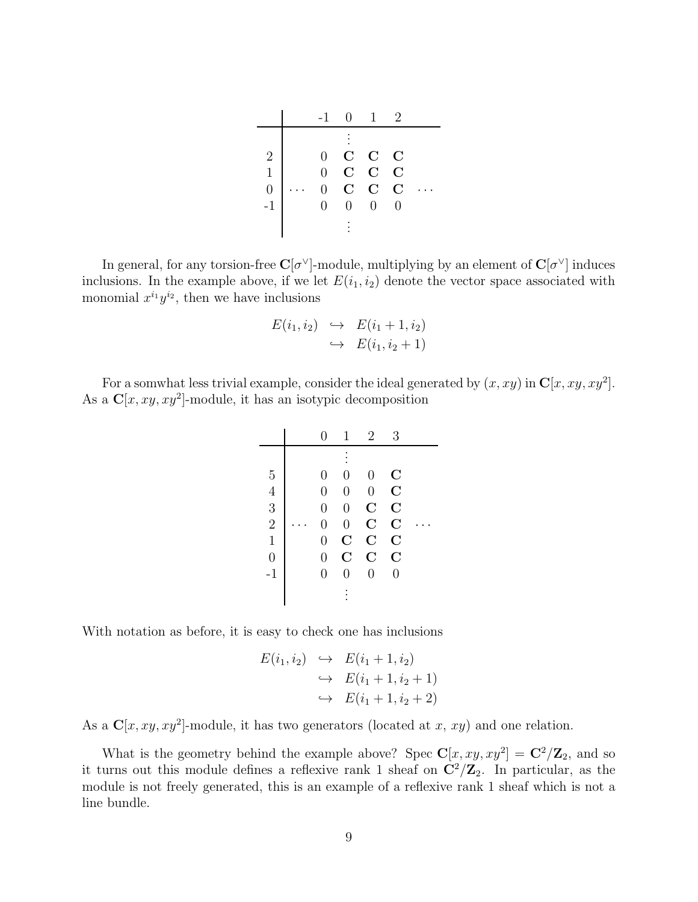|  |  | -1 | 0 | 1 | 2 |  |
|---|---|---|---|---|---|---|
|  |  |  | $\vdots$ |  |  |  |
| 2 |  | 0 | $\mathbf{C}$ | $\mathbf{C}$ | $\mathbf{C}$ |  |
| 1 |  | 0 | $\mathbf{C}$ | $\mathbf{C}$ | $\mathbf{C}$ |  |
| 0 | $\cdots$ | 0 | $\mathbf{C}$ | $\mathbf{C}$ | $\mathbf{C}$ | $\cdots$ |
| -1 |  | 0 | 0 | 0 | 0 |  |
|  |  |  | $\vdots$ |  |  |  |

In general, for any torsion-free $\mathbf{C}[\sigma^\vee]$-module, multiplying by an element of $\mathbf{C}[\sigma^\vee]$ induces inclusions. In the example above, if we let $E(i_1, i_2)$ denote the vector space associated with monomial $x^{i_1} y^{i_2}$, then we have inclusions

$$
\begin{aligned}
E(i_1, i_2) &\hookrightarrow E(i_1 + 1, i_2) \\
&\hookrightarrow E(i_1, i_2 + 1)
\end{aligned}
$$

For a somwhat less trivial example, consider the ideal generated by $(x, xy)$ in $\mathbf{C}[x, xy, xy^2]$. As a $\mathbf{C}[x, xy, xy^2]$-module, it has an isotypic decomposition

|  |  | 0 | 1 | 2 | 3 |  |
|---|---|---|---|---|---|---|
|  |  |  | $\vdots$ |  |  |  |
| 5 |  | 0 | 0 | 0 | $\mathbf{C}$ |  |
| 4 |  | 0 | 0 | 0 | $\mathbf{C}$ |  |
| 3 |  | 0 | 0 | $\mathbf{C}$ | $\mathbf{C}$ |  |
| 2 | $\cdots$ | 0 | 0 | $\mathbf{C}$ | $\mathbf{C}$ | $\cdots$ |
| 1 |  | 0 | $\mathbf{C}$ | $\mathbf{C}$ | $\mathbf{C}$ |  |
| 0 |  | 0 | $\mathbf{C}$ | $\mathbf{C}$ | $\mathbf{C}$ |  |
| -1 |  | 0 | 0 | 0 | 0 |  |
|  |  |  | $\vdots$ |  |  |  |

With notation as before, it is easy to check one has inclusions

$$
\begin{aligned}
E(i_1, i_2) &\hookrightarrow E(i_1 + 1, i_2) \\
&\hookrightarrow E(i_1 + 1, i_2 + 1) \\
&\hookrightarrow E(i_1 + 1, i_2 + 2)
\end{aligned}
$$

As a $\mathbf{C}[x, xy, xy^2]$-module, it has two generators (located at $x$, $xy$) and one relation.

What is the geometry behind the example above? Spec $\mathbf{C}[x, xy, xy^2] = \mathbf{C}^2/\mathbf{Z}_2$, and so it turns out this module defines a reflexive rank 1 sheaf on $\mathbf{C}^2/\mathbf{Z}_2$. In particular, as the module is not freely generated, this is an example of a reflexive rank 1 sheaf which is not a line bundle.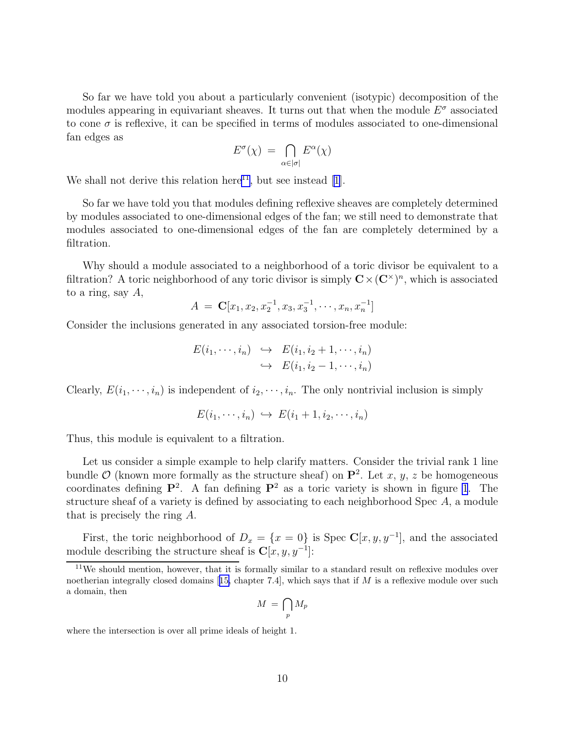So far we have told you about a particularly convenient (isotypic) decomposition of the modules appearing in equivariant sheaves. It turns out that when the module $E^\sigma$ associated to cone $\sigma$ is reflexive, it can be specified in terms of modules associated to one-dimensional fan edges as

$$E^\sigma(\chi) \;=\; \bigcap_{\alpha \in |\sigma|} E^\alpha(\chi)$$

We shall not derive this relation here[11], but see instead [1].

So far we have told you that modules defining reflexive sheaves are completely determined by modules associated to one-dimensional edges of the fan; we still need to demonstrate that modules associated to one-dimensional edges of the fan are completely determined by a filtration.

Why should a module associated to a neighborhood of a toric divisor be equivalent to a filtration? A toric neighborhood of any toric divisor is simply $\mathbf{C} \times (\mathbf{C}^\times)^n$, which is associated to a ring, say $A$,

$$A \;=\; \mathbf{C}[x_1, x_2, x_2^{-1}, x_3, x_3^{-1}, \cdots, x_n, x_n^{-1}]$$

Consider the inclusions generated in any associated torsion-free module:

$$\begin{aligned} E(i_1, \cdots, i_n) \;&\hookrightarrow\; E(i_1, i_2 + 1, \cdots, i_n) \\ &\hookrightarrow\; E(i_1, i_2 - 1, \cdots, i_n) \end{aligned}$$

Clearly, $E(i_1, \cdots, i_n)$ is independent of $i_2, \cdots, i_n$. The only nontrivial inclusion is simply

$$E(i_1, \cdots, i_n) \;\hookrightarrow\; E(i_1 + 1, i_2, \cdots, i_n)$$

Thus, this module is equivalent to a filtration.

Let us consider a simple example to help clarify matters. Consider the trivial rank 1 line bundle $\mathcal{O}$ (known more formally as the structure sheaf) on $\mathbf{P}^2$. Let $x$, $y$, $z$ be homogeneous coordinates defining $\mathbf{P}^2$. A fan defining $\mathbf{P}^2$ as a toric variety is shown in figure 1. The structure sheaf of a variety is defined by associating to each neighborhood Spec $A$, a module that is precisely the ring $A$.

First, the toric neighborhood of $D_x = \{x = 0\}$ is Spec $\mathbf{C}[x, y, y^{-1}]$, and the associated module describing the structure sheaf is $\mathbf{C}[x, y, y^{-1}]$:

[11] We should mention, however, that it is formally similar to a standard result on reflexive modules over noetherian integrally closed domains [15, chapter 7.4], which says that if $M$ is a reflexive module over such a domain, then

$$M \;=\; \bigcap_p M_p$$

where the intersection is over all prime ideals of height 1.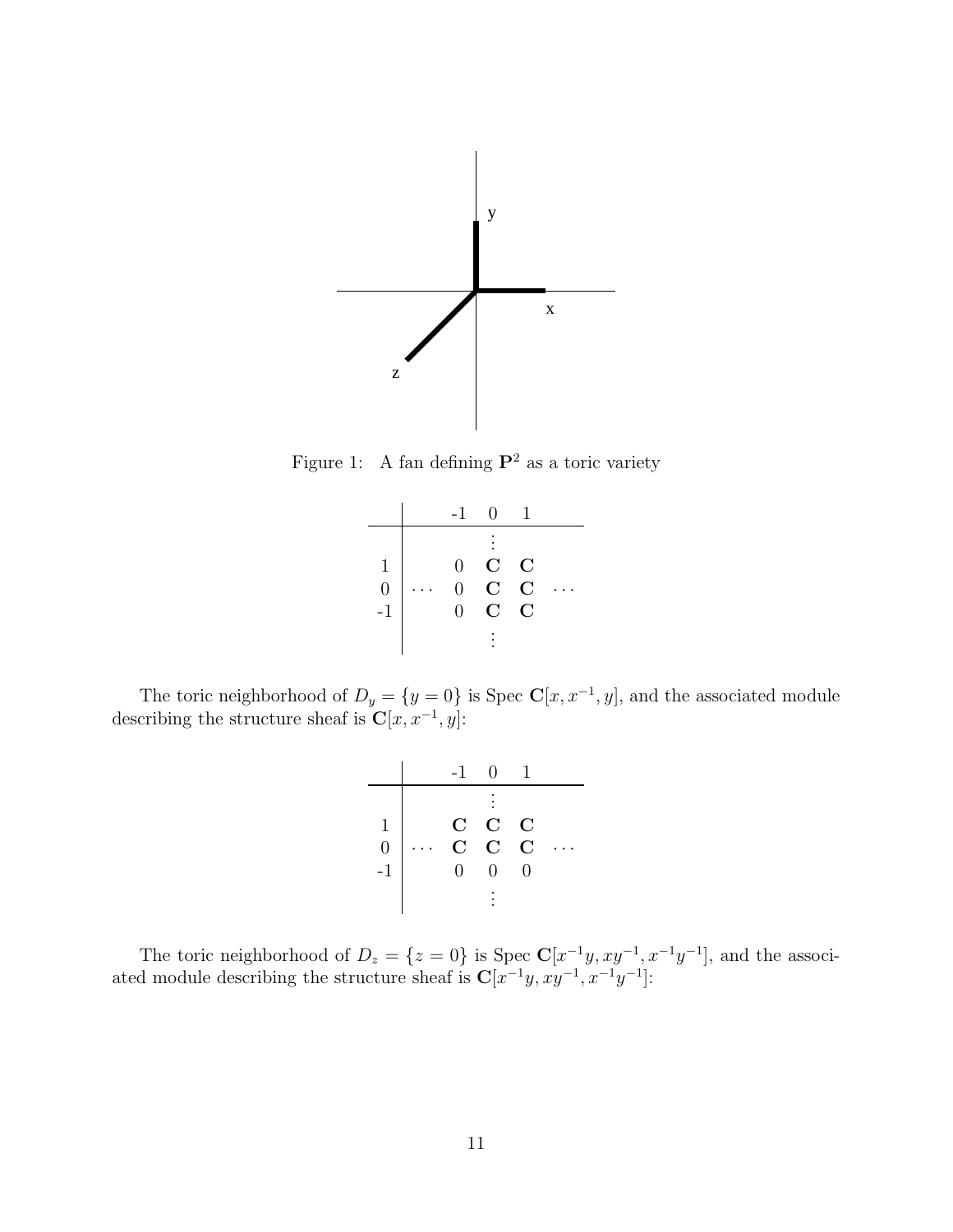Figure 1: A fan defining $\mathbf{P}^2$ as a toric variety

|  |  | -1 | 0 | 1 |  |
|---|---|---|---|---|---|
|  |  |  | $\vdots$ |  |  |
| 1 |  | 0 | **C** | **C** |  |
| 0 | $\cdots$ | 0 | **C** | **C** | $\cdots$ |
| -1 |  | 0 | **C** | **C** |  |
|  |  |  | $\vdots$ |  |  |

The toric neighborhood of $D_y = \{y = 0\}$ is Spec $\mathbf{C}[x, x^{-1}, y]$, and the associated module describing the structure sheaf is $\mathbf{C}[x, x^{-1}, y]$:

|  |  | -1 | 0 | 1 |  |
|---|---|---|---|---|---|
|  |  |  | $\vdots$ |  |  |
| 1 |  | **C** | **C** | **C** |  |
| 0 | $\cdots$ | **C** | **C** | **C** | $\cdots$ |
| -1 |  | 0 | 0 | 0 |  |
|  |  |  | $\vdots$ |  |  |

The toric neighborhood of $D_z = \{z = 0\}$ is Spec $\mathbf{C}[x^{-1}y, xy^{-1}, x^{-1}y^{-1}]$, and the associated module describing the structure sheaf is $\mathbf{C}[x^{-1}y, xy^{-1}, x^{-1}y^{-1}]$: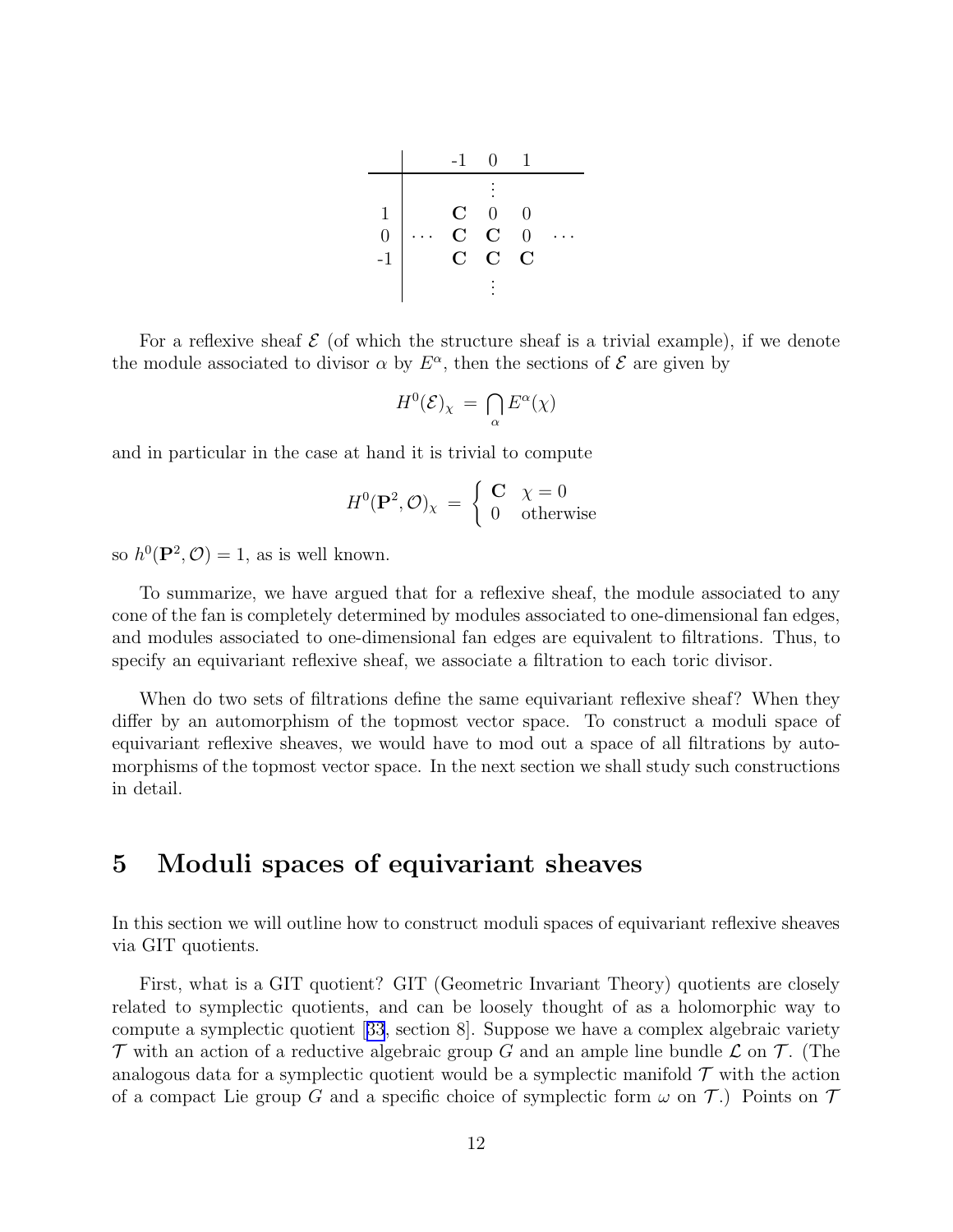|  |  | -1 | 0 | 1 |  |
|---|---|---|---|---|---|
|  |  |  | $\vdots$ |  |  |
| 1 |  | $\mathbf{C}$ | 0 | 0 |  |
| 0 | $\cdots$ | $\mathbf{C}$ | $\mathbf{C}$ | 0 | $\cdots$ |
| -1 |  | $\mathbf{C}$ | $\mathbf{C}$ | $\mathbf{C}$ |  |
|  |  |  | $\vdots$ |  |  |

For a reflexive sheaf $\mathcal{E}$ (of which the structure sheaf is a trivial example), if we denote the module associated to divisor $\alpha$ by $E^\alpha$, then the sections of $\mathcal{E}$ are given by

$$H^0(\mathcal{E})_\chi \;=\; \bigcap_\alpha E^\alpha(\chi)$$

and in particular in the case at hand it is trivial to compute

$$H^0(\mathbf{P}^2, \mathcal{O})_\chi \;=\; \left\{ \begin{array}{cl} \mathbf{C} & \chi = 0 \\ 0 & \text{otherwise} \end{array} \right.$$

so $h^0(\mathbf{P}^2, \mathcal{O}) = 1$, as is well known.

To summarize, we have argued that for a reflexive sheaf, the module associated to any cone of the fan is completely determined by modules associated to one-dimensional fan edges, and modules associated to one-dimensional fan edges are equivalent to filtrations. Thus, to specify an equivariant reflexive sheaf, we associate a filtration to each toric divisor.

When do two sets of filtrations define the same equivariant reflexive sheaf? When they differ by an automorphism of the topmost vector space. To construct a moduli space of equivariant reflexive sheaves, we would have to mod out a space of all filtrations by automorphisms of the topmost vector space. In the next section we shall study such constructions in detail.

## 5 Moduli spaces of equivariant sheaves

In this section we will outline how to construct moduli spaces of equivariant reflexive sheaves via GIT quotients.

First, what is a GIT quotient? GIT (Geometric Invariant Theory) quotients are closely related to symplectic quotients, and can be loosely thought of as a holomorphic way to compute a symplectic quotient [33, section 8]. Suppose we have a complex algebraic variety $\mathcal{T}$ with an action of a reductive algebraic group $G$ and an ample line bundle $\mathcal{L}$ on $\mathcal{T}$. (The analogous data for a symplectic quotient would be a symplectic manifold $\mathcal{T}$ with the action of a compact Lie group $G$ and a specific choice of symplectic form $\omega$ on $\mathcal{T}$.) Points on $\mathcal{T}$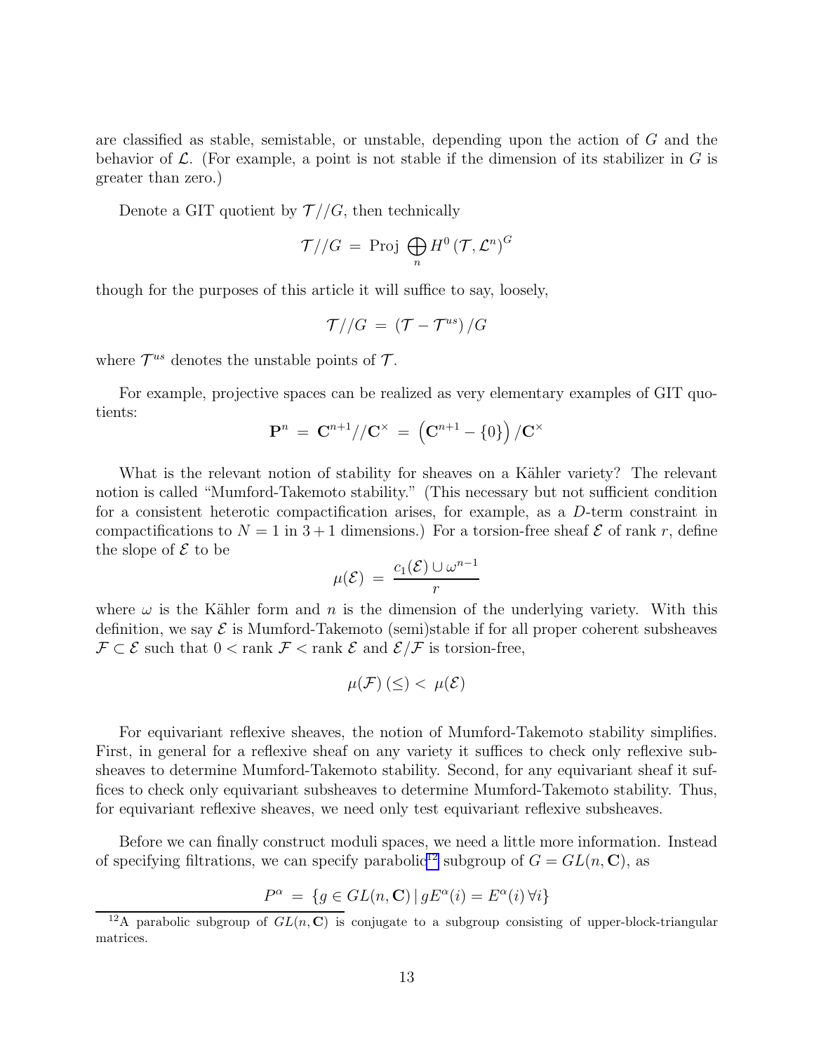are classified as stable, semistable, or unstable, depending upon the action of $G$ and the behavior of $\mathcal{L}$. (For example, a point is not stable if the dimension of its stabilizer in $G$ is greater than zero.)

Denote a GIT quotient by $\mathcal{T}//G$, then technically

$$\mathcal{T}//G \;=\; \text{Proj} \bigoplus_n H^0\left(\mathcal{T}, \mathcal{L}^n\right)^G$$

though for the purposes of this article it will suffice to say, loosely,

$$\mathcal{T}//G \;=\; \left(\mathcal{T} - \mathcal{T}^{us}\right)/G$$

where $\mathcal{T}^{us}$ denotes the unstable points of $\mathcal{T}$.

For example, projective spaces can be realized as very elementary examples of GIT quotients:

$$\mathbf{P}^n \;=\; \mathbf{C}^{n+1}//\mathbf{C}^\times \;=\; \left(\mathbf{C}^{n+1} - \{0\}\right)/\mathbf{C}^\times$$

What is the relevant notion of stability for sheaves on a Kähler variety? The relevant notion is called "Mumford-Takemoto stability." (This necessary but not sufficient condition for a consistent heterotic compactification arises, for example, as a $D$-term constraint in compactifications to $N = 1$ in $3 + 1$ dimensions.) For a torsion-free sheaf $\mathcal{E}$ of rank $r$, define the slope of $\mathcal{E}$ to be

$$\mu(\mathcal{E}) \;=\; \frac{c_1(\mathcal{E}) \cup \omega^{n-1}}{r}$$

where $\omega$ is the Kähler form and $n$ is the dimension of the underlying variety. With this definition, we say $\mathcal{E}$ is Mumford-Takemoto (semi)stable if for all proper coherent subsheaves $\mathcal{F} \subset \mathcal{E}$ such that $0 < \text{rank } \mathcal{F} < \text{rank } \mathcal{E}$ and $\mathcal{E}/\mathcal{F}$ is torsion-free,

$$\mu(\mathcal{F}) \,(\leq) <\, \mu(\mathcal{E})$$

For equivariant reflexive sheaves, the notion of Mumford-Takemoto stability simplifies. First, in general for a reflexive sheaf on any variety it suffices to check only reflexive subsheaves to determine Mumford-Takemoto stability. Second, for any equivariant sheaf it suffices to check only equivariant subsheaves to determine Mumford-Takemoto stability. Thus, for equivariant reflexive sheaves, we need only test equivariant reflexive subsheaves.

Before we can finally construct moduli spaces, we need a little more information. Instead of specifying filtrations, we can specify parabolic[12] subgroup of $G = GL(n, \mathbf{C})$, as

$$P^\alpha \;=\; \{g \in GL(n, \mathbf{C}) \,|\, gE^\alpha(i) = E^\alpha(i) \,\forall i\}$$

[12] A parabolic subgroup of $GL(n, \mathbf{C})$ is conjugate to a subgroup consisting of upper-block-triangular matrices.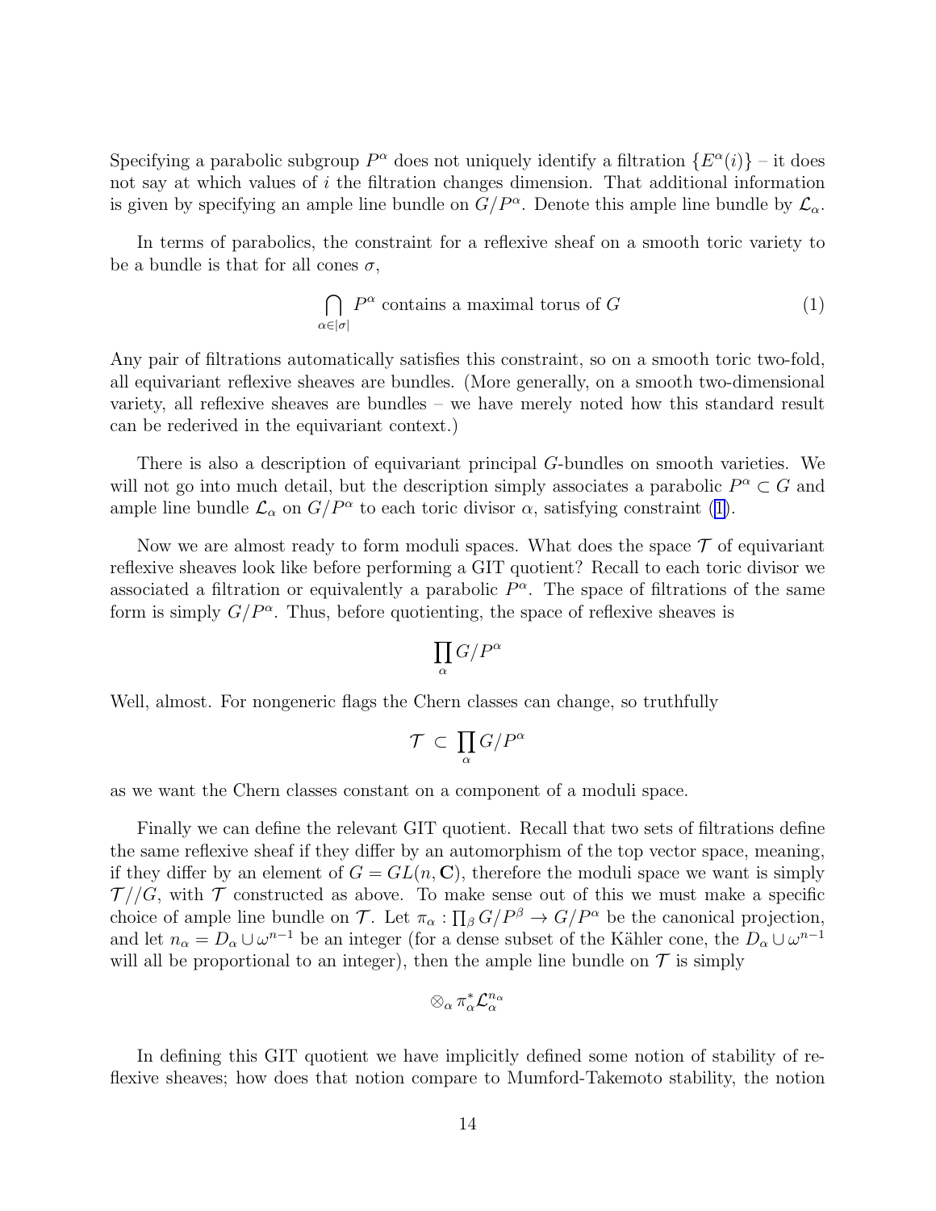Specifying a parabolic subgroup $P^\alpha$ does not uniquely identify a filtration $\{E^\alpha(i)\}$ – it does not say at which values of $i$ the filtration changes dimension. That additional information is given by specifying an ample line bundle on $G/P^\alpha$. Denote this ample line bundle by $\mathcal{L}_\alpha$.

In terms of parabolics, the constraint for a reflexive sheaf on a smooth toric variety to be a bundle is that for all cones $\sigma$,

$$\bigcap_{\alpha \in |\sigma|} P^\alpha \text{ contains a maximal torus of } G \tag{1}$$

Any pair of filtrations automatically satisfies this constraint, so on a smooth toric two-fold, all equivariant reflexive sheaves are bundles. (More generally, on a smooth two-dimensional variety, all reflexive sheaves are bundles – we have merely noted how this standard result can be rederived in the equivariant context.)

There is also a description of equivariant principal $G$-bundles on smooth varieties. We will not go into much detail, but the description simply associates a parabolic $P^\alpha \subset G$ and ample line bundle $\mathcal{L}_\alpha$ on $G/P^\alpha$ to each toric divisor $\alpha$, satisfying constraint (1).

Now we are almost ready to form moduli spaces. What does the space $\mathcal{T}$ of equivariant reflexive sheaves look like before performing a GIT quotient? Recall to each toric divisor we associated a filtration or equivalently a parabolic $P^\alpha$. The space of filtrations of the same form is simply $G/P^\alpha$. Thus, before quotienting, the space of reflexive sheaves is

$$\prod_\alpha G/P^\alpha$$

Well, almost. For nongeneric flags the Chern classes can change, so truthfully

$$\mathcal{T} \subset \prod_\alpha G/P^\alpha$$

as we want the Chern classes constant on a component of a moduli space.

Finally we can define the relevant GIT quotient. Recall that two sets of filtrations define the same reflexive sheaf if they differ by an automorphism of the top vector space, meaning, if they differ by an element of $G = GL(n, \mathbf{C})$, therefore the moduli space we want is simply $\mathcal{T}//G$, with $\mathcal{T}$ constructed as above. To make sense out of this we must make a specific choice of ample line bundle on $\mathcal{T}$. Let $\pi_\alpha : \prod_\beta G/P^\beta \to G/P^\alpha$ be the canonical projection, and let $n_\alpha = D_\alpha \cup \omega^{n-1}$ be an integer (for a dense subset of the Kähler cone, the $D_\alpha \cup \omega^{n-1}$ will all be proportional to an integer), then the ample line bundle on $\mathcal{T}$ is simply

$$\otimes_\alpha \pi_\alpha^* \mathcal{L}_\alpha^{n_\alpha}$$

In defining this GIT quotient we have implicitly defined some notion of stability of reflexive sheaves; how does that notion compare to Mumford-Takemoto stability, the notion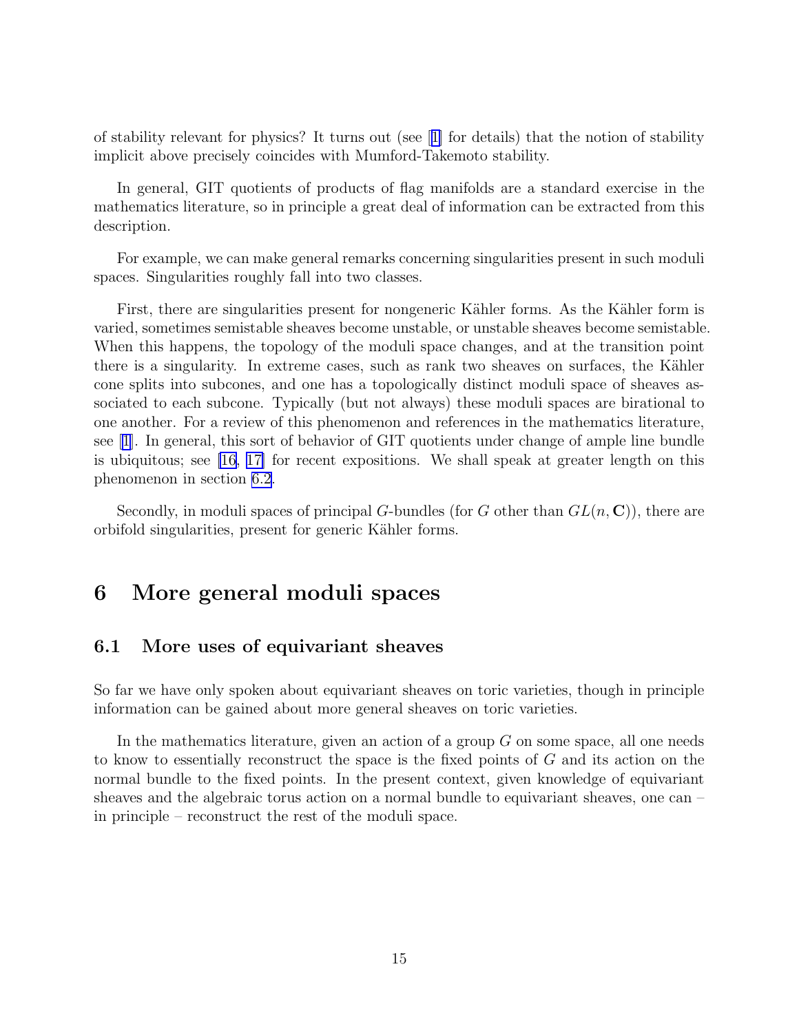of stability relevant for physics? It turns out (see [1] for details) that the notion of stability implicit above precisely coincides with Mumford-Takemoto stability.

In general, GIT quotients of products of flag manifolds are a standard exercise in the mathematics literature, so in principle a great deal of information can be extracted from this description.

For example, we can make general remarks concerning singularities present in such moduli spaces. Singularities roughly fall into two classes.

First, there are singularities present for nongeneric Kähler forms. As the Kähler form is varied, sometimes semistable sheaves become unstable, or unstable sheaves become semistable. When this happens, the topology of the moduli space changes, and at the transition point there is a singularity. In extreme cases, such as rank two sheaves on surfaces, the Kähler cone splits into subcones, and one has a topologically distinct moduli space of sheaves associated to each subcone. Typically (but not always) these moduli spaces are birational to one another. For a review of this phenomenon and references in the mathematics literature, see [1]. In general, this sort of behavior of GIT quotients under change of ample line bundle is ubiquitous; see [16, 17] for recent expositions. We shall speak at greater length on this phenomenon in section 6.2.

Secondly, in moduli spaces of principal $G$-bundles (for $G$ other than $GL(n, \mathbf{C})$), there are orbifold singularities, present for generic Kähler forms.

# 6 More general moduli spaces

## 6.1 More uses of equivariant sheaves

So far we have only spoken about equivariant sheaves on toric varieties, though in principle information can be gained about more general sheaves on toric varieties.

In the mathematics literature, given an action of a group $G$ on some space, all one needs to know to essentially reconstruct the space is the fixed points of $G$ and its action on the normal bundle to the fixed points. In the present context, given knowledge of equivariant sheaves and the algebraic torus action on a normal bundle to equivariant sheaves, one can – in principle – reconstruct the rest of the moduli space.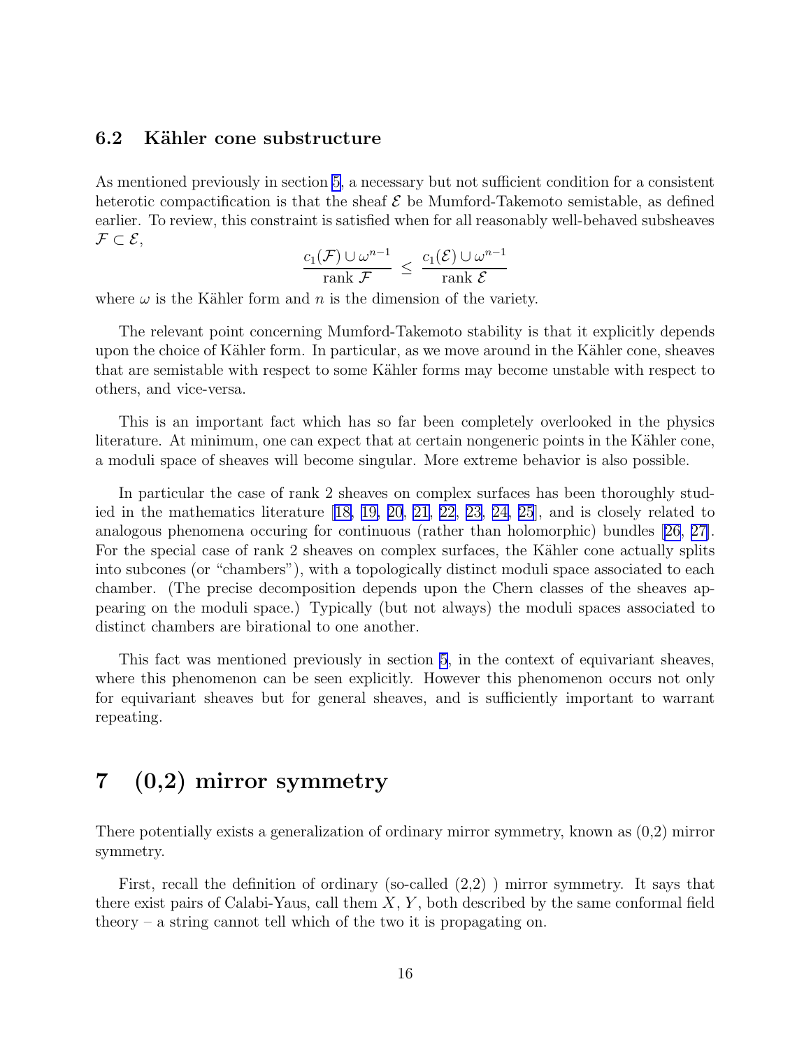### 6.2 Kähler cone substructure

As mentioned previously in section 5, a necessary but not sufficient condition for a consistent heterotic compactification is that the sheaf $\mathcal{E}$ be Mumford-Takemoto semistable, as defined earlier. To review, this constraint is satisfied when for all reasonably well-behaved subsheaves $\mathcal{F} \subset \mathcal{E}$,

$$\frac{c_1(\mathcal{F}) \cup \omega^{n-1}}{\text{rank } \mathcal{F}} \leq \frac{c_1(\mathcal{E}) \cup \omega^{n-1}}{\text{rank } \mathcal{E}}$$

where $\omega$ is the Kähler form and $n$ is the dimension of the variety.

The relevant point concerning Mumford-Takemoto stability is that it explicitly depends upon the choice of Kähler form. In particular, as we move around in the Kähler cone, sheaves that are semistable with respect to some Kähler forms may become unstable with respect to others, and vice-versa.

This is an important fact which has so far been completely overlooked in the physics literature. At minimum, one can expect that at certain nongeneric points in the Kähler cone, a moduli space of sheaves will become singular. More extreme behavior is also possible.

In particular the case of rank 2 sheaves on complex surfaces has been thoroughly studied in the mathematics literature [18, 19, 20, 21, 22, 23, 24, 25], and is closely related to analogous phenomena occuring for continuous (rather than holomorphic) bundles [26, 27]. For the special case of rank 2 sheaves on complex surfaces, the Kähler cone actually splits into subcones (or "chambers"), with a topologically distinct moduli space associated to each chamber. (The precise decomposition depends upon the Chern classes of the sheaves appearing on the moduli space.) Typically (but not always) the moduli spaces associated to distinct chambers are birational to one another.

This fact was mentioned previously in section 5, in the context of equivariant sheaves, where this phenomenon can be seen explicitly. However this phenomenon occurs not only for equivariant sheaves but for general sheaves, and is sufficiently important to warrant repeating.

## 7 (0,2) mirror symmetry

There potentially exists a generalization of ordinary mirror symmetry, known as (0,2) mirror symmetry.

First, recall the definition of ordinary (so-called (2,2) ) mirror symmetry. It says that there exist pairs of Calabi-Yaus, call them $X$, $Y$, both described by the same conformal field theory – a string cannot tell which of the two it is propagating on.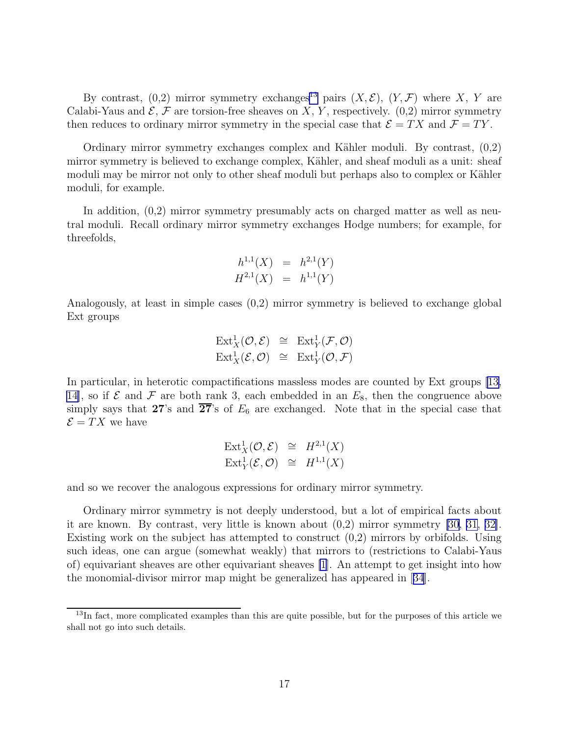By contrast, (0,2) mirror symmetry exchanges[13] pairs $(X, \mathcal{E})$, $(Y, \mathcal{F})$ where $X$, $Y$ are Calabi-Yaus and $\mathcal{E}$, $\mathcal{F}$ are torsion-free sheaves on $X$, $Y$, respectively. (0,2) mirror symmetry then reduces to ordinary mirror symmetry in the special case that $\mathcal{E} = TX$ and $\mathcal{F} = TY$.

Ordinary mirror symmetry exchanges complex and Kähler moduli. By contrast, (0,2) mirror symmetry is believed to exchange complex, Kähler, and sheaf moduli as a unit: sheaf moduli may be mirror not only to other sheaf moduli but perhaps also to complex or Kähler moduli, for example.

In addition, (0,2) mirror symmetry presumably acts on charged matter as well as neutral moduli. Recall ordinary mirror symmetry exchanges Hodge numbers; for example, for threefolds,

$$
\begin{aligned}
h^{1,1}(X) &= h^{2,1}(Y) \\
H^{2,1}(X) &= h^{1,1}(Y)
\end{aligned}
$$

Analogously, at least in simple cases (0,2) mirror symmetry is believed to exchange global Ext groups

$$
\begin{aligned}
\mathrm{Ext}^1_X(\mathcal{O}, \mathcal{E}) &\cong \mathrm{Ext}^1_Y(\mathcal{F}, \mathcal{O}) \\
\mathrm{Ext}^1_X(\mathcal{E}, \mathcal{O}) &\cong \mathrm{Ext}^1_Y(\mathcal{O}, \mathcal{F})
\end{aligned}
$$

In particular, in heterotic compactifications massless modes are counted by Ext groups [13, 14], so if $\mathcal{E}$ and $\mathcal{F}$ are both rank 3, each embedded in an $E_8$, then the congruence above simply says that $\mathbf{27}$'s and $\overline{\mathbf{27}}$'s of $E_6$ are exchanged. Note that in the special case that $\mathcal{E} = TX$ we have

$$
\begin{aligned}
\mathrm{Ext}^1_X(\mathcal{O}, \mathcal{E}) &\cong H^{2,1}(X) \\
\mathrm{Ext}^1_Y(\mathcal{E}, \mathcal{O}) &\cong H^{1,1}(X)
\end{aligned}
$$

and so we recover the analogous expressions for ordinary mirror symmetry.

Ordinary mirror symmetry is not deeply understood, but a lot of empirical facts about it are known. By contrast, very little is known about (0,2) mirror symmetry [30, 31, 32]. Existing work on the subject has attempted to construct (0,2) mirrors by orbifolds. Using such ideas, one can argue (somewhat weakly) that mirrors to (restrictions to Calabi-Yaus of) equivariant sheaves are other equivariant sheaves [1]. An attempt to get insight into how the monomial-divisor mirror map might be generalized has appeared in [34].

[13] In fact, more complicated examples than this are quite possible, but for the purposes of this article we shall not go into such details.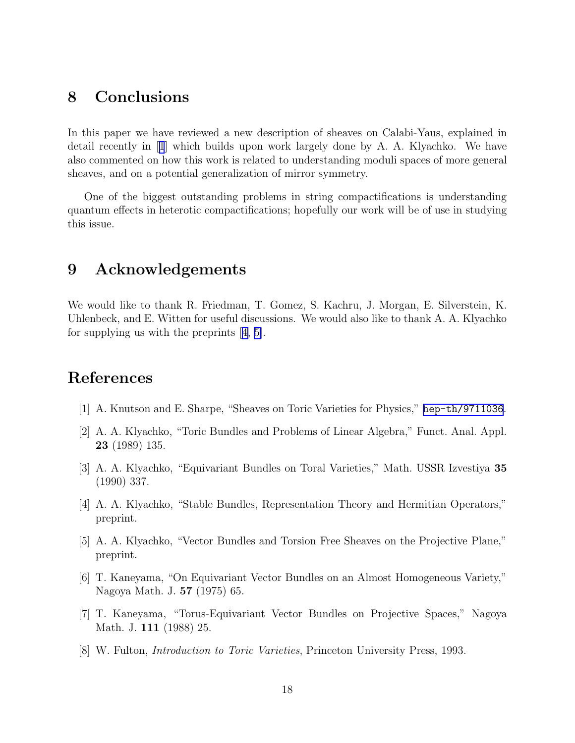## 8 Conclusions

In this paper we have reviewed a new description of sheaves on Calabi-Yaus, explained in detail recently in [1] which builds upon work largely done by A. A. Klyachko. We have also commented on how this work is related to understanding moduli spaces of more general sheaves, and on a potential generalization of mirror symmetry.

One of the biggest outstanding problems in string compactifications is understanding quantum effects in heterotic compactifications; hopefully our work will be of use in studying this issue.

## 9 Acknowledgements

We would like to thank R. Friedman, T. Gomez, S. Kachru, J. Morgan, E. Silverstein, K. Uhlenbeck, and E. Witten for useful discussions. We would also like to thank A. A. Klyachko for supplying us with the preprints [4, 5].

## References

[1] A. Knutson and E. Sharpe, "Sheaves on Toric Varieties for Physics," hep-th/9711036.

[2] A. A. Klyachko, "Toric Bundles and Problems of Linear Algebra," Funct. Anal. Appl. **23** (1989) 135.

[3] A. A. Klyachko, "Equivariant Bundles on Toral Varieties," Math. USSR Izvestiya **35** (1990) 337.

[4] A. A. Klyachko, "Stable Bundles, Representation Theory and Hermitian Operators," preprint.

[5] A. A. Klyachko, "Vector Bundles and Torsion Free Sheaves on the Projective Plane," preprint.

[6] T. Kaneyama, "On Equivariant Vector Bundles on an Almost Homogeneous Variety," Nagoya Math. J. **57** (1975) 65.

[7] T. Kaneyama, "Torus-Equivariant Vector Bundles on Projective Spaces," Nagoya Math. J. **111** (1988) 25.

[8] W. Fulton, *Introduction to Toric Varieties*, Princeton University Press, 1993.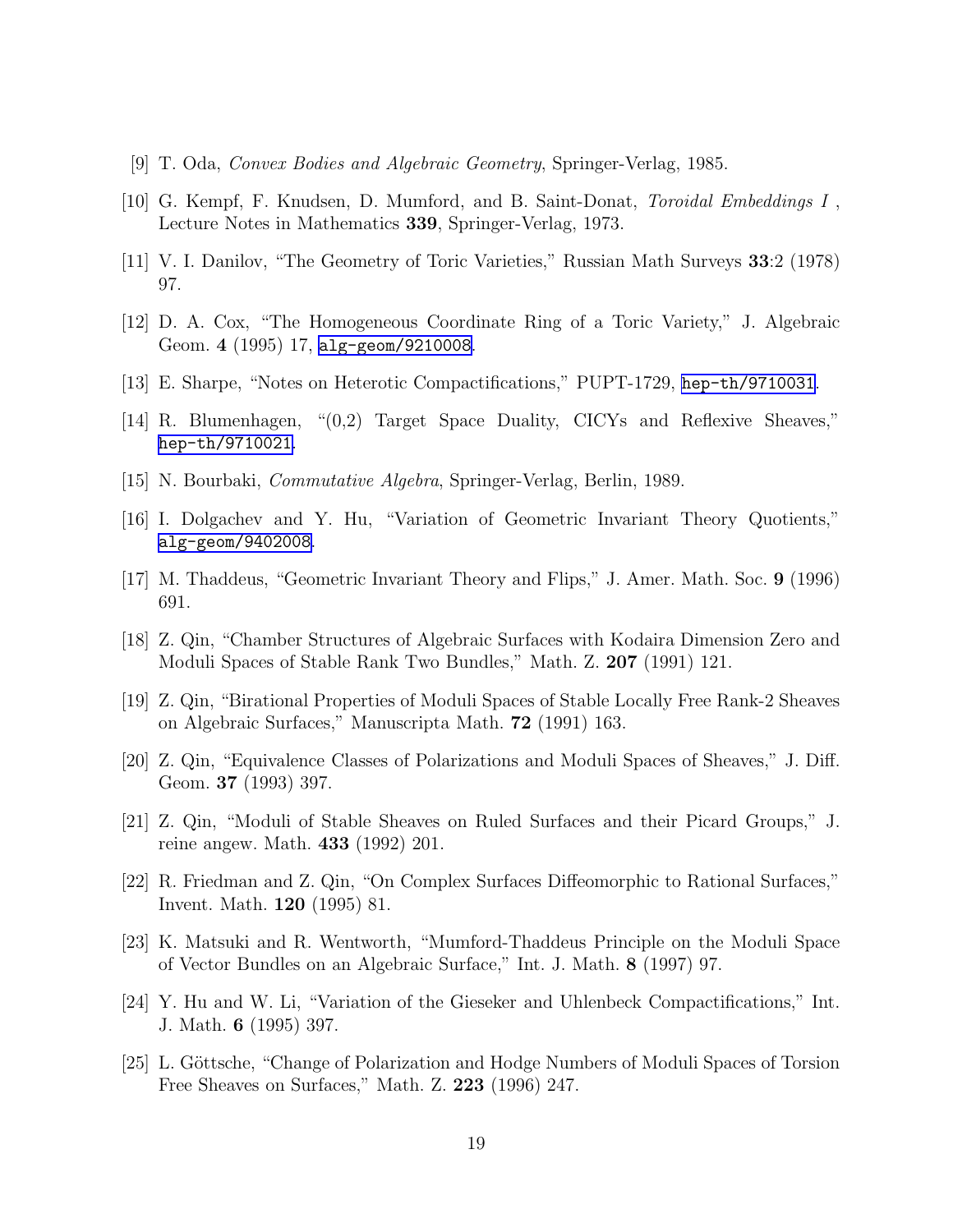[9] T. Oda, *Convex Bodies and Algebraic Geometry*, Springer-Verlag, 1985.

[10] G. Kempf, F. Knudsen, D. Mumford, and B. Saint-Donat, *Toroidal Embeddings I* , Lecture Notes in Mathematics **339**, Springer-Verlag, 1973.

[11] V. I. Danilov, "The Geometry of Toric Varieties," Russian Math Surveys **33**:2 (1978) 97.

[12] D. A. Cox, "The Homogeneous Coordinate Ring of a Toric Variety," J. Algebraic Geom. **4** (1995) 17, alg-geom/9210008.

[13] E. Sharpe, "Notes on Heterotic Compactifications," PUPT-1729, hep-th/9710031.

[14] R. Blumenhagen, "(0,2) Target Space Duality, CICYs and Reflexive Sheaves," hep-th/9710021.

[15] N. Bourbaki, *Commutative Algebra*, Springer-Verlag, Berlin, 1989.

[16] I. Dolgachev and Y. Hu, "Variation of Geometric Invariant Theory Quotients," alg-geom/9402008.

[17] M. Thaddeus, "Geometric Invariant Theory and Flips," J. Amer. Math. Soc. **9** (1996) 691.

[18] Z. Qin, "Chamber Structures of Algebraic Surfaces with Kodaira Dimension Zero and Moduli Spaces of Stable Rank Two Bundles," Math. Z. **207** (1991) 121.

[19] Z. Qin, "Birational Properties of Moduli Spaces of Stable Locally Free Rank-2 Sheaves on Algebraic Surfaces," Manuscripta Math. **72** (1991) 163.

[20] Z. Qin, "Equivalence Classes of Polarizations and Moduli Spaces of Sheaves," J. Diff. Geom. **37** (1993) 397.

[21] Z. Qin, "Moduli of Stable Sheaves on Ruled Surfaces and their Picard Groups," J. reine angew. Math. **433** (1992) 201.

[22] R. Friedman and Z. Qin, "On Complex Surfaces Diffeomorphic to Rational Surfaces," Invent. Math. **120** (1995) 81.

[23] K. Matsuki and R. Wentworth, "Mumford-Thaddeus Principle on the Moduli Space of Vector Bundles on an Algebraic Surface," Int. J. Math. **8** (1997) 97.

[24] Y. Hu and W. Li, "Variation of the Gieseker and Uhlenbeck Compactifications," Int. J. Math. **6** (1995) 397.

[25] L. Göttsche, "Change of Polarization and Hodge Numbers of Moduli Spaces of Torsion Free Sheaves on Surfaces," Math. Z. **223** (1996) 247.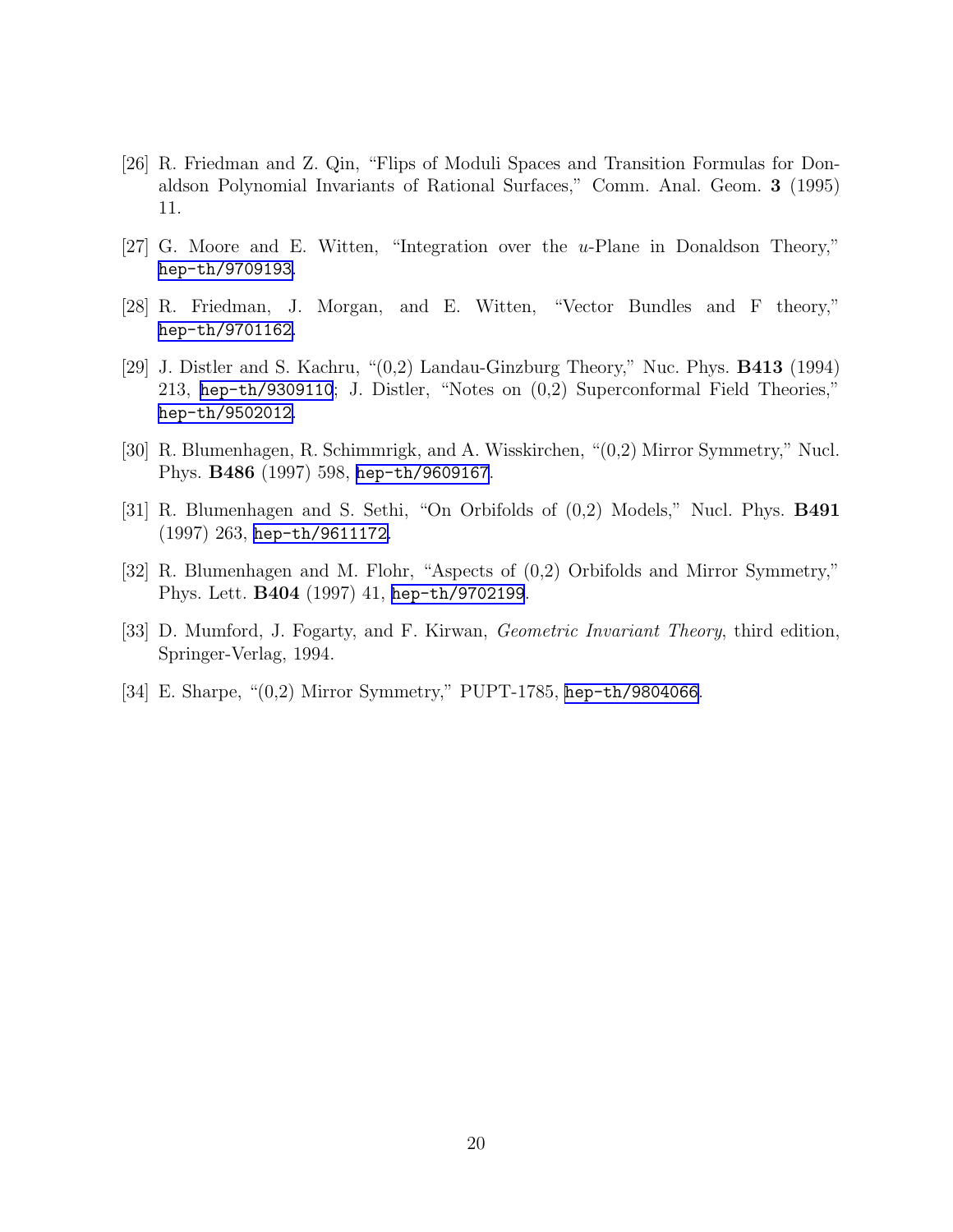[26] R. Friedman and Z. Qin, "Flips of Moduli Spaces and Transition Formulas for Donaldson Polynomial Invariants of Rational Surfaces," Comm. Anal. Geom. **3** (1995) 11.

[27] G. Moore and E. Witten, "Integration over the $u$-Plane in Donaldson Theory," hep-th/9709193.

[28] R. Friedman, J. Morgan, and E. Witten, "Vector Bundles and F theory," hep-th/9701162.

[29] J. Distler and S. Kachru, "(0,2) Landau-Ginzburg Theory," Nuc. Phys. **B413** (1994) 213, hep-th/9309110; J. Distler, "Notes on (0,2) Superconformal Field Theories," hep-th/9502012.

[30] R. Blumenhagen, R. Schimmrigk, and A. Wisskirchen, "(0,2) Mirror Symmetry," Nucl. Phys. **B486** (1997) 598, hep-th/9609167.

[31] R. Blumenhagen and S. Sethi, "On Orbifolds of (0,2) Models," Nucl. Phys. **B491** (1997) 263, hep-th/9611172.

[32] R. Blumenhagen and M. Flohr, "Aspects of (0,2) Orbifolds and Mirror Symmetry," Phys. Lett. **B404** (1997) 41, hep-th/9702199.

[33] D. Mumford, J. Fogarty, and F. Kirwan, *Geometric Invariant Theory*, third edition, Springer-Verlag, 1994.

[34] E. Sharpe, "(0,2) Mirror Symmetry," PUPT-1785, hep-th/9804066.